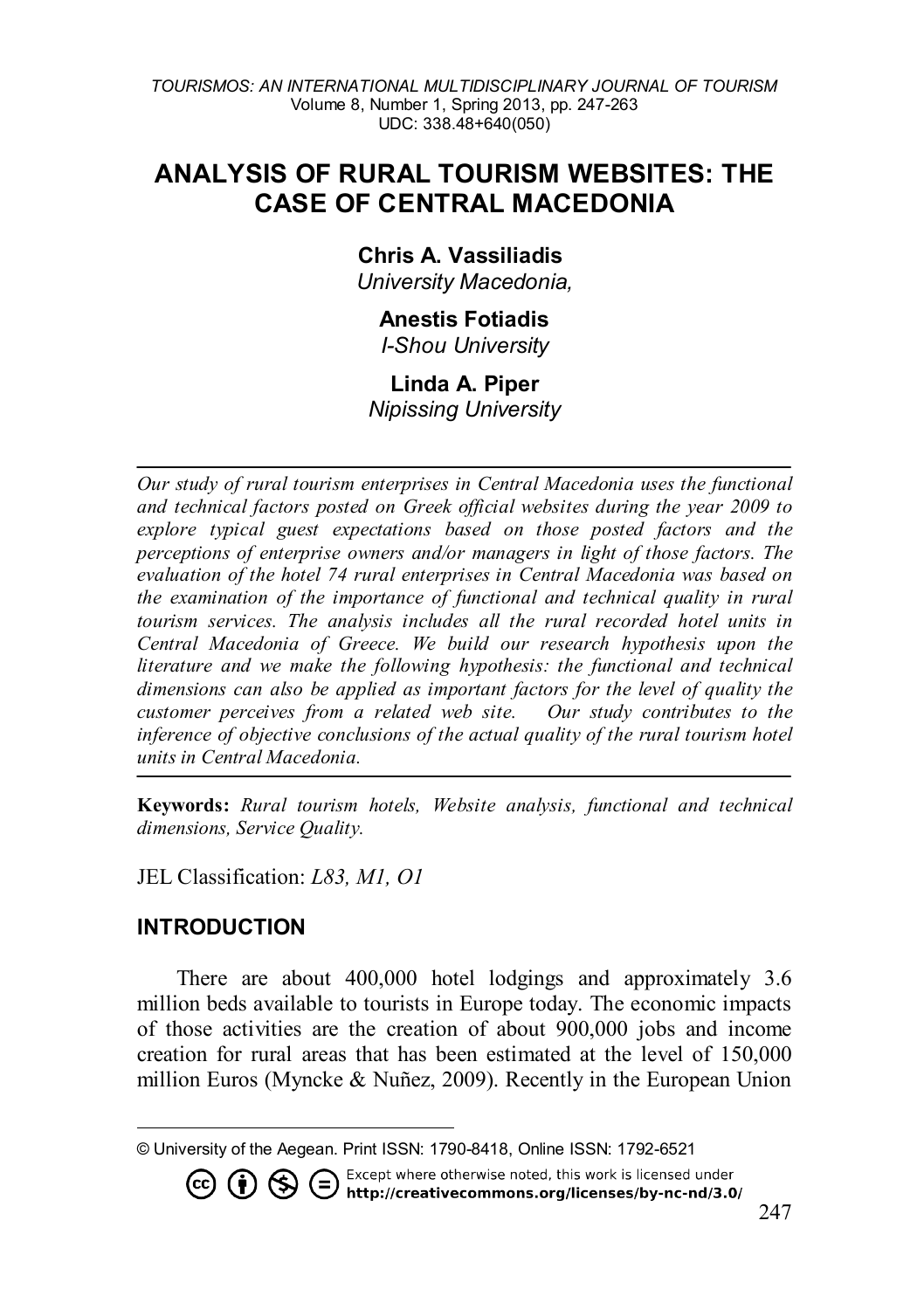# ANALYSIS OF RURAL TOURISM WEBSITES: THE CASE OF CENTRAL MACEDONIA

**Chris A. Vassiliadis**
*University Macedonia,*

**Anestis Fotiadis**
*I-Shou University*

**Linda A. Piper**
*Nipissing University*

---

*Our study of rural tourism enterprises in Central Macedonia uses the functional and technical factors posted on Greek official websites during the year 2009 to explore typical guest expectations based on those posted factors and the perceptions of enterprise owners and/or managers in light of those factors. The evaluation of the hotel 74 rural enterprises in Central Macedonia was based on the examination of the importance of functional and technical quality in rural tourism services. The analysis includes all the rural recorded hotel units in Central Macedonia of Greece. We build our research hypothesis upon the literature and we make the following hypothesis: the functional and technical dimensions can also be applied as important factors for the level of quality the customer perceives from a related web site. Our study contributes to the inference of objective conclusions of the actual quality of the rural tourism hotel units in Central Macedonia.*

---

**Keywords:** *Rural tourism hotels, Website analysis, functional and technical dimensions, Service Quality.*

JEL Classification: *L83, M1, O1*

## INTRODUCTION

There are about 400,000 hotel lodgings and approximately 3.6 million beds available to tourists in Europe today. The economic impacts of those activities are the creation of about 900,000 jobs and income creation for rural areas that has been estimated at the level of 150,000 million Euros (Myncke & Nuñez, 2009). Recently in the European Union

---

© University of the Aegean. Print ISSN: 1790-8418, Online ISSN: 1792-6521

Except where otherwise noted, this work is licensed under **http://creativecommons.org/licenses/by-nc-nd/3.0/**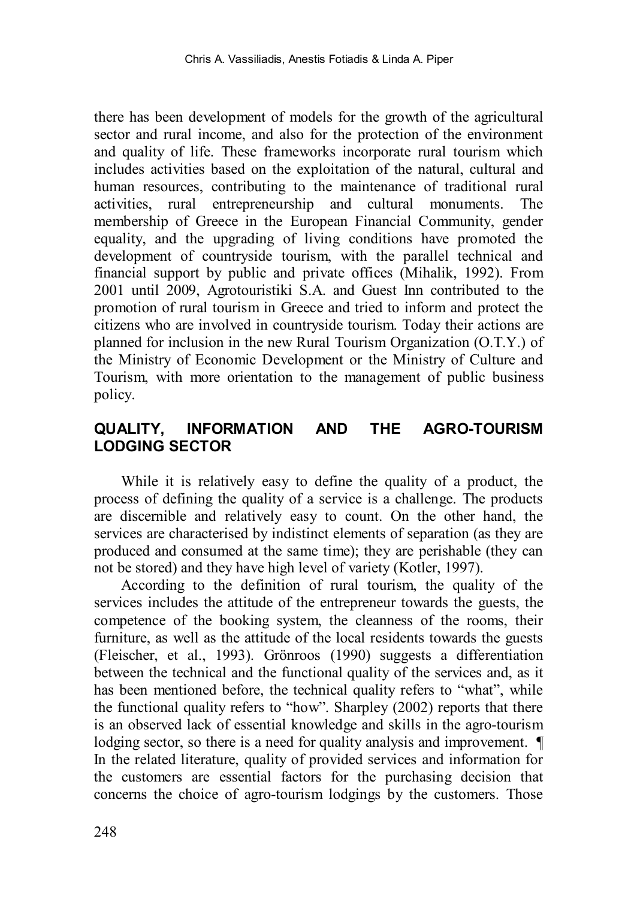there has been development of models for the growth of the agricultural sector and rural income, and also for the protection of the environment and quality of life. These frameworks incorporate rural tourism which includes activities based on the exploitation of the natural, cultural and human resources, contributing to the maintenance of traditional rural activities, rural entrepreneurship and cultural monuments. The membership of Greece in the European Financial Community, gender equality, and the upgrading of living conditions have promoted the development of countryside tourism, with the parallel technical and financial support by public and private offices (Mihalik, 1992). From 2001 until 2009, Agrotouristiki S.A. and Guest Inn contributed to the promotion of rural tourism in Greece and tried to inform and protect the citizens who are involved in countryside tourism. Today their actions are planned for inclusion in the new Rural Tourism Organization (O.T.Y.) of the Ministry of Economic Development or the Ministry of Culture and Tourism, with more orientation to the management of public business policy.

## QUALITY, INFORMATION AND THE AGRO-TOURISM LODGING SECTOR

While it is relatively easy to define the quality of a product, the process of defining the quality of a service is a challenge. The products are discernible and relatively easy to count. On the other hand, the services are characterised by indistinct elements of separation (as they are produced and consumed at the same time); they are perishable (they can not be stored) and they have high level of variety (Kotler, 1997).

According to the definition of rural tourism, the quality of the services includes the attitude of the entrepreneur towards the guests, the competence of the booking system, the cleanness of the rooms, their furniture, as well as the attitude of the local residents towards the guests (Fleischer, et al., 1993). Grönroos (1990) suggests a differentiation between the technical and the functional quality of the services and, as it has been mentioned before, the technical quality refers to "what", while the functional quality refers to "how". Sharpley (2002) reports that there is an observed lack of essential knowledge and skills in the agro-tourism lodging sector, so there is a need for quality analysis and improvement. ¶ In the related literature, quality of provided services and information for the customers are essential factors for the purchasing decision that concerns the choice of agro-tourism lodgings by the customers. Those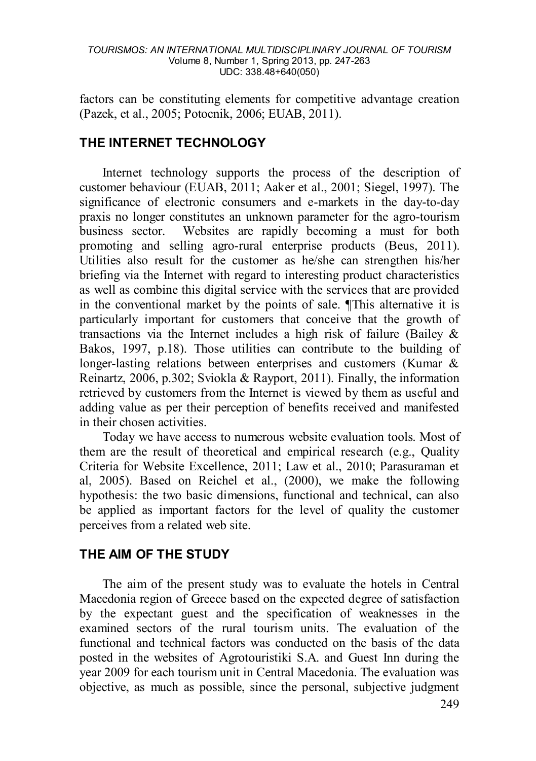factors can be constituting elements for competitive advantage creation (Pazek, et al., 2005; Potocnik, 2006; EUAB, 2011).

## THE INTERNET TECHNOLOGY

Internet technology supports the process of the description of customer behaviour (EUAB, 2011; Aaker et al., 2001; Siegel, 1997). The significance of electronic consumers and e-markets in the day-to-day praxis no longer constitutes an unknown parameter for the agro-tourism business sector. Websites are rapidly becoming a must for both promoting and selling agro-rural enterprise products (Beus, 2011). Utilities also result for the customer as he/she can strengthen his/her briefing via the Internet with regard to interesting product characteristics as well as combine this digital service with the services that are provided in the conventional market by the points of sale. ¶This alternative it is particularly important for customers that conceive that the growth of transactions via the Internet includes a high risk of failure (Bailey & Bakos, 1997, p.18). Those utilities can contribute to the building of longer-lasting relations between enterprises and customers (Kumar & Reinartz, 2006, p.302; Sviokla & Rayport, 2011). Finally, the information retrieved by customers from the Internet is viewed by them as useful and adding value as per their perception of benefits received and manifested in their chosen activities.

Today we have access to numerous website evaluation tools. Most of them are the result of theoretical and empirical research (e.g., Quality Criteria for Website Excellence, 2011; Law et al., 2010; Parasuraman et al, 2005). Based on Reichel et al., (2000), we make the following hypothesis: the two basic dimensions, functional and technical, can also be applied as important factors for the level of quality the customer perceives from a related web site.

## THE AIM OF THE STUDY

The aim of the present study was to evaluate the hotels in Central Macedonia region of Greece based on the expected degree of satisfaction by the expectant guest and the specification of weaknesses in the examined sectors of the rural tourism units. The evaluation of the functional and technical factors was conducted on the basis of the data posted in the websites of Agrotouristiki S.A. and Guest Inn during the year 2009 for each tourism unit in Central Macedonia. The evaluation was objective, as much as possible, since the personal, subjective judgment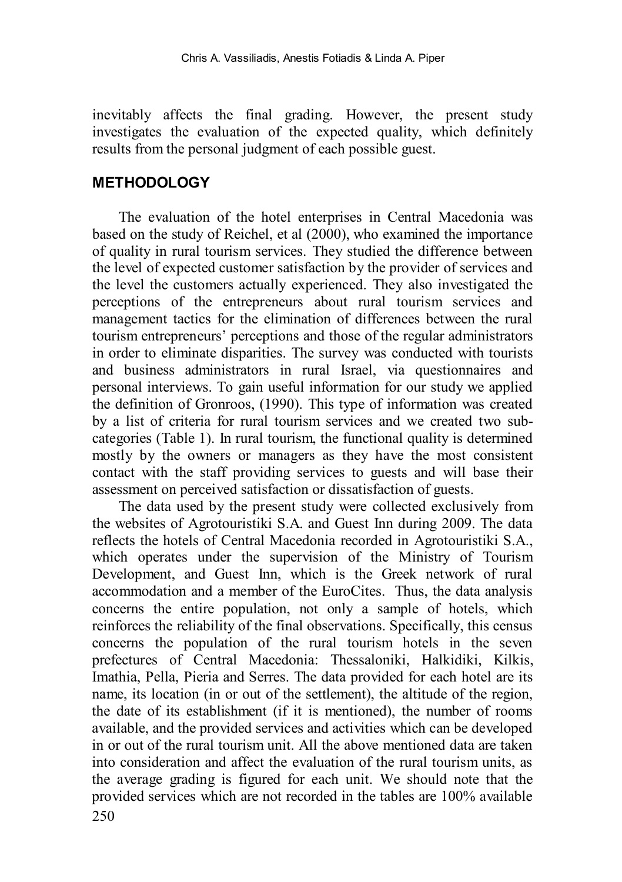inevitably affects the final grading. However, the present study investigates the evaluation of the expected quality, which definitely results from the personal judgment of each possible guest.

## METHODOLOGY

The evaluation of the hotel enterprises in Central Macedonia was based on the study of Reichel, et al (2000), who examined the importance of quality in rural tourism services. They studied the difference between the level of expected customer satisfaction by the provider of services and the level the customers actually experienced. They also investigated the perceptions of the entrepreneurs about rural tourism services and management tactics for the elimination of differences between the rural tourism entrepreneurs' perceptions and those of the regular administrators in order to eliminate disparities. The survey was conducted with tourists and business administrators in rural Israel, via questionnaires and personal interviews. To gain useful information for our study we applied the definition of Gronroos, (1990). This type of information was created by a list of criteria for rural tourism services and we created two sub-categories (Table 1). In rural tourism, the functional quality is determined mostly by the owners or managers as they have the most consistent contact with the staff providing services to guests and will base their assessment on perceived satisfaction or dissatisfaction of guests.

The data used by the present study were collected exclusively from the websites of Agrotouristiki S.A. and Guest Inn during 2009. The data reflects the hotels of Central Macedonia recorded in Agrotouristiki S.A., which operates under the supervision of the Ministry of Tourism Development, and Guest Inn, which is the Greek network of rural accommodation and a member of the EuroCites. Thus, the data analysis concerns the entire population, not only a sample of hotels, which reinforces the reliability of the final observations. Specifically, this census concerns the population of the rural tourism hotels in the seven prefectures of Central Macedonia: Thessaloniki, Halkidiki, Kilkis, Imathia, Pella, Pieria and Serres. The data provided for each hotel are its name, its location (in or out of the settlement), the altitude of the region, the date of its establishment (if it is mentioned), the number of rooms available, and the provided services and activities which can be developed in or out of the rural tourism unit. All the above mentioned data are taken into consideration and affect the evaluation of the rural tourism units, as the average grading is figured for each unit. We should note that the provided services which are not recorded in the tables are 100% available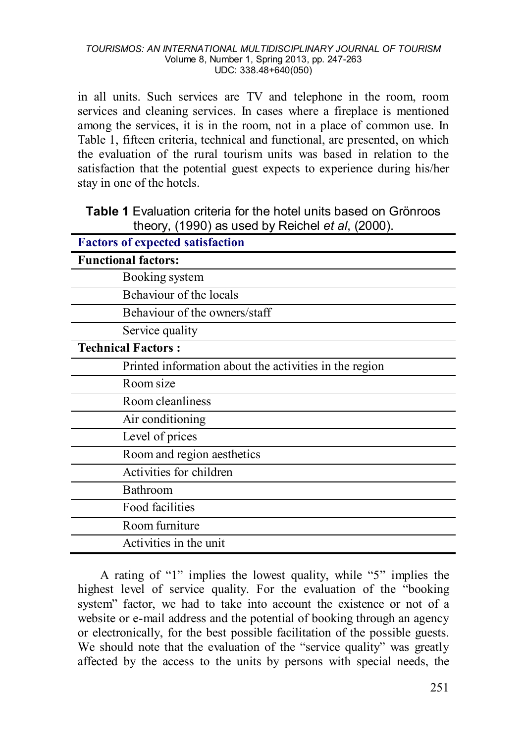in all units. Such services are TV and telephone in the room, room services and cleaning services. In cases where a fireplace is mentioned among the services, it is in the room, not in a place of common use. In Table 1, fifteen criteria, technical and functional, are presented, on which the evaluation of the rural tourism units was based in relation to the satisfaction that the potential guest expects to experience during his/her stay in one of the hotels.

**Table 1** Evaluation criteria for the hotel units based on Grönroos theory, (1990) as used by Reichel *et al*, (2000).

| **Factors of expected satisfaction** |
| --- |
| **Functional factors:** |
| Booking system |
| Behaviour of the locals |
| Behaviour of the owners/staff |
| Service quality |
| **Technical Factors :** |
| Printed information about the activities in the region |
| Room size |
| Room cleanliness |
| Air conditioning |
| Level of prices |
| Room and region aesthetics |
| Activities for children |
| Bathroom |
| Food facilities |
| Room furniture |
| Activities in the unit |

A rating of "1" implies the lowest quality, while "5" implies the highest level of service quality. For the evaluation of the "booking system" factor, we had to take into account the existence or not of a website or e-mail address and the potential of booking through an agency or electronically, for the best possible facilitation of the possible guests. We should note that the evaluation of the "service quality" was greatly affected by the access to the units by persons with special needs, the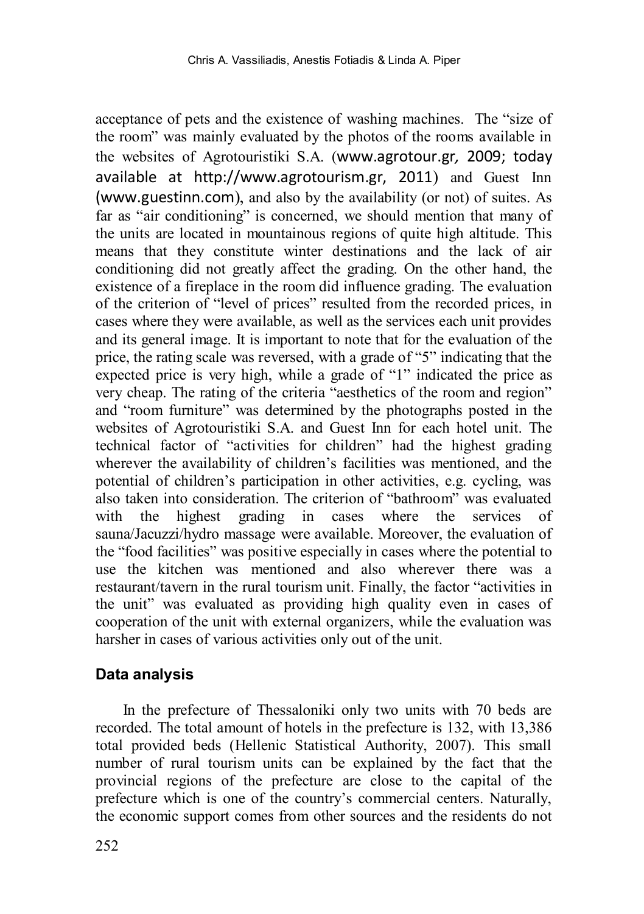acceptance of pets and the existence of washing machines. The "size of the room" was mainly evaluated by the photos of the rooms available in the websites of Agrotouristiki S.A. (www.agrotour.gr, 2009; today available at http://www.agrotourism.gr, 2011) and Guest Inn (www.guestinn.com), and also by the availability (or not) of suites. As far as "air conditioning" is concerned, we should mention that many of the units are located in mountainous regions of quite high altitude. This means that they constitute winter destinations and the lack of air conditioning did not greatly affect the grading. On the other hand, the existence of a fireplace in the room did influence grading. The evaluation of the criterion of "level of prices" resulted from the recorded prices, in cases where they were available, as well as the services each unit provides and its general image. It is important to note that for the evaluation of the price, the rating scale was reversed, with a grade of "5" indicating that the expected price is very high, while a grade of "1" indicated the price as very cheap. The rating of the criteria "aesthetics of the room and region" and "room furniture" was determined by the photographs posted in the websites of Agrotouristiki S.A. and Guest Inn for each hotel unit. The technical factor of "activities for children" had the highest grading wherever the availability of children's facilities was mentioned, and the potential of children's participation in other activities, e.g. cycling, was also taken into consideration. The criterion of "bathroom" was evaluated with the highest grading in cases where the services of sauna/Jacuzzi/hydro massage were available. Moreover, the evaluation of the "food facilities" was positive especially in cases where the potential to use the kitchen was mentioned and also wherever there was a restaurant/tavern in the rural tourism unit. Finally, the factor "activities in the unit" was evaluated as providing high quality even in cases of cooperation of the unit with external organizers, while the evaluation was harsher in cases of various activities only out of the unit.

## Data analysis

In the prefecture of Thessaloniki only two units with 70 beds are recorded. The total amount of hotels in the prefecture is 132, with 13,386 total provided beds (Hellenic Statistical Authority, 2007). This small number of rural tourism units can be explained by the fact that the provincial regions of the prefecture are close to the capital of the prefecture which is one of the country's commercial centers. Naturally, the economic support comes from other sources and the residents do not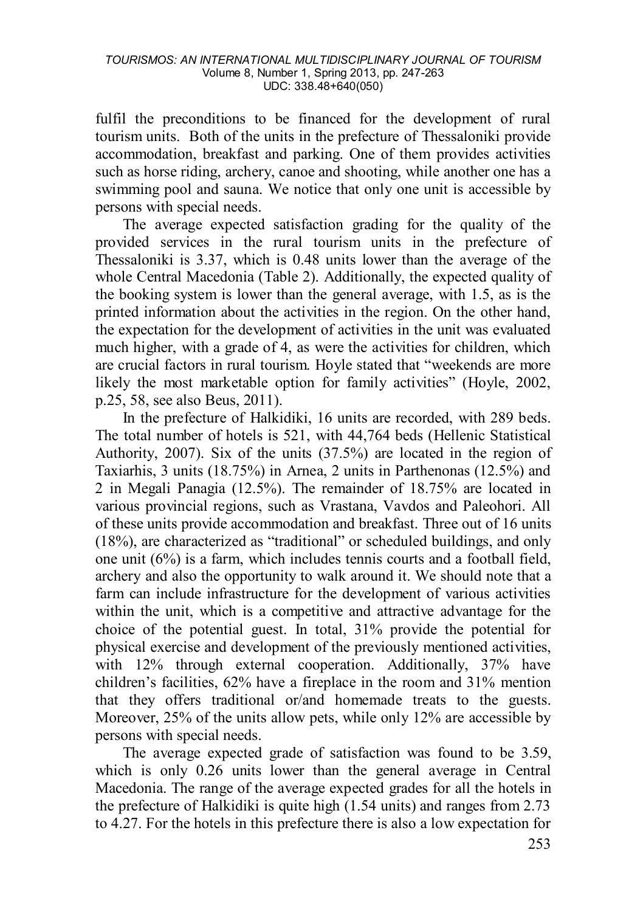fulfil the preconditions to be financed for the development of rural tourism units. Both of the units in the prefecture of Thessaloniki provide accommodation, breakfast and parking. One of them provides activities such as horse riding, archery, canoe and shooting, while another one has a swimming pool and sauna. We notice that only one unit is accessible by persons with special needs.

The average expected satisfaction grading for the quality of the provided services in the rural tourism units in the prefecture of Thessaloniki is 3.37, which is 0.48 units lower than the average of the whole Central Macedonia (Table 2). Additionally, the expected quality of the booking system is lower than the general average, with 1.5, as is the printed information about the activities in the region. On the other hand, the expectation for the development of activities in the unit was evaluated much higher, with a grade of 4, as were the activities for children, which are crucial factors in rural tourism. Hoyle stated that "weekends are more likely the most marketable option for family activities" (Hoyle, 2002, p.25, 58, see also Beus, 2011).

In the prefecture of Halkidiki, 16 units are recorded, with 289 beds. The total number of hotels is 521, with 44,764 beds (Hellenic Statistical Authority, 2007). Six of the units (37.5%) are located in the region of Taxiarhis, 3 units (18.75%) in Arnea, 2 units in Parthenonas (12.5%) and 2 in Megali Panagia (12.5%). The remainder of 18.75% are located in various provincial regions, such as Vrastana, Vavdos and Paleohori. All of these units provide accommodation and breakfast. Three out of 16 units (18%), are characterized as "traditional" or scheduled buildings, and only one unit (6%) is a farm, which includes tennis courts and a football field, archery and also the opportunity to walk around it. We should note that a farm can include infrastructure for the development of various activities within the unit, which is a competitive and attractive advantage for the choice of the potential guest. In total, 31% provide the potential for physical exercise and development of the previously mentioned activities, with 12% through external cooperation. Additionally, 37% have children's facilities, 62% have a fireplace in the room and 31% mention that they offers traditional or/and homemade treats to the guests. Moreover, 25% of the units allow pets, while only 12% are accessible by persons with special needs.

The average expected grade of satisfaction was found to be 3.59, which is only 0.26 units lower than the general average in Central Macedonia. The range of the average expected grades for all the hotels in the prefecture of Halkidiki is quite high (1.54 units) and ranges from 2.73 to 4.27. For the hotels in this prefecture there is also a low expectation for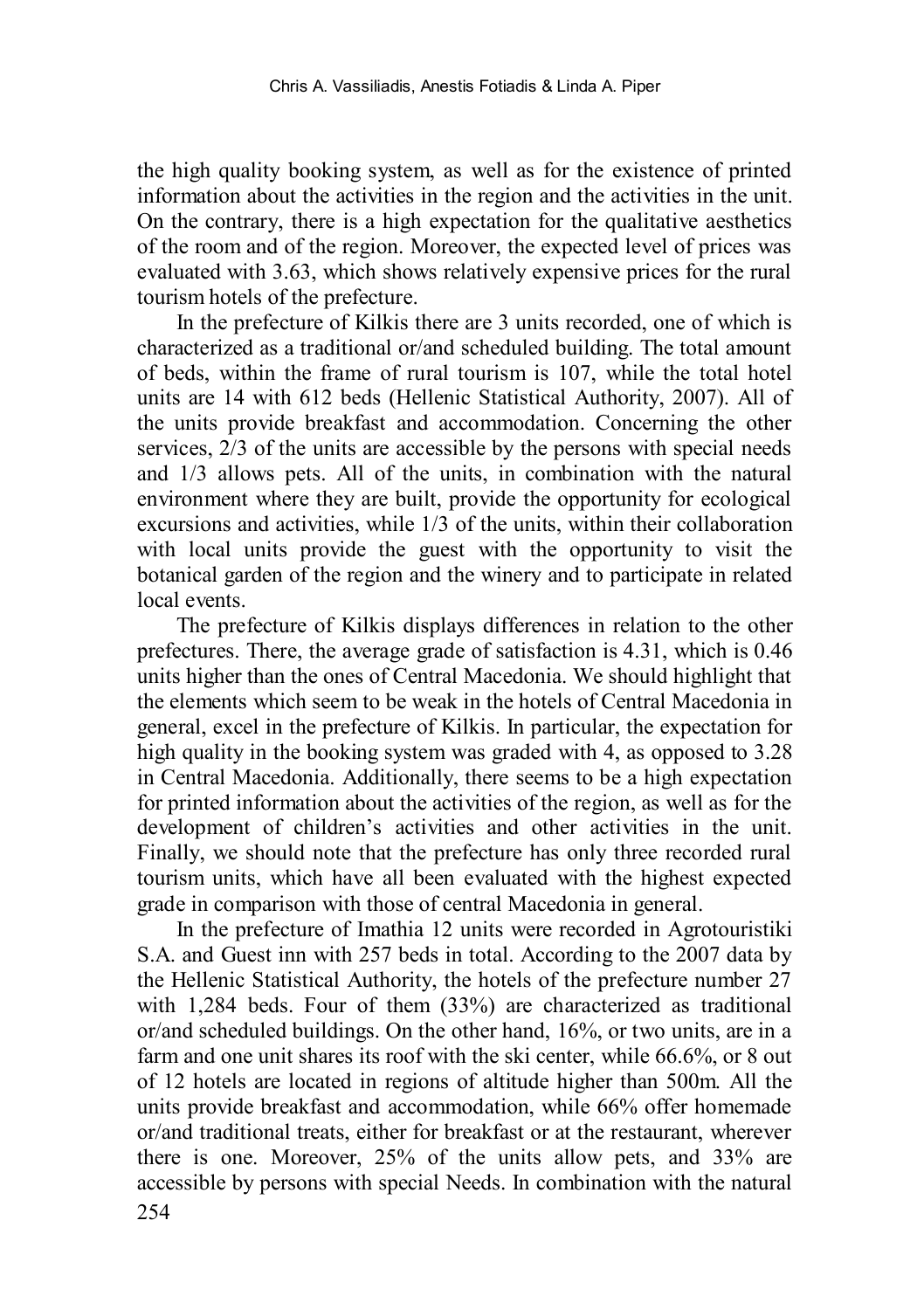the high quality booking system, as well as for the existence of printed information about the activities in the region and the activities in the unit. On the contrary, there is a high expectation for the qualitative aesthetics of the room and of the region. Moreover, the expected level of prices was evaluated with 3.63, which shows relatively expensive prices for the rural tourism hotels of the prefecture.

In the prefecture of Kilkis there are 3 units recorded, one of which is characterized as a traditional or/and scheduled building. The total amount of beds, within the frame of rural tourism is 107, while the total hotel units are 14 with 612 beds (Hellenic Statistical Authority, 2007). All of the units provide breakfast and accommodation. Concerning the other services, 2/3 of the units are accessible by the persons with special needs and 1/3 allows pets. All of the units, in combination with the natural environment where they are built, provide the opportunity for ecological excursions and activities, while 1/3 of the units, within their collaboration with local units provide the guest with the opportunity to visit the botanical garden of the region and the winery and to participate in related local events.

The prefecture of Kilkis displays differences in relation to the other prefectures. There, the average grade of satisfaction is 4.31, which is 0.46 units higher than the ones of Central Macedonia. We should highlight that the elements which seem to be weak in the hotels of Central Macedonia in general, excel in the prefecture of Kilkis. In particular, the expectation for high quality in the booking system was graded with 4, as opposed to 3.28 in Central Macedonia. Additionally, there seems to be a high expectation for printed information about the activities of the region, as well as for the development of children's activities and other activities in the unit. Finally, we should note that the prefecture has only three recorded rural tourism units, which have all been evaluated with the highest expected grade in comparison with those of central Macedonia in general.

In the prefecture of Imathia 12 units were recorded in Agrotouristiki S.A. and Guest inn with 257 beds in total. According to the 2007 data by the Hellenic Statistical Authority, the hotels of the prefecture number 27 with 1,284 beds. Four of them (33%) are characterized as traditional or/and scheduled buildings. On the other hand, 16%, or two units, are in a farm and one unit shares its roof with the ski center, while 66.6%, or 8 out of 12 hotels are located in regions of altitude higher than 500m. All the units provide breakfast and accommodation, while 66% offer homemade or/and traditional treats, either for breakfast or at the restaurant, wherever there is one. Moreover, 25% of the units allow pets, and 33% are accessible by persons with special Needs. In combination with the natural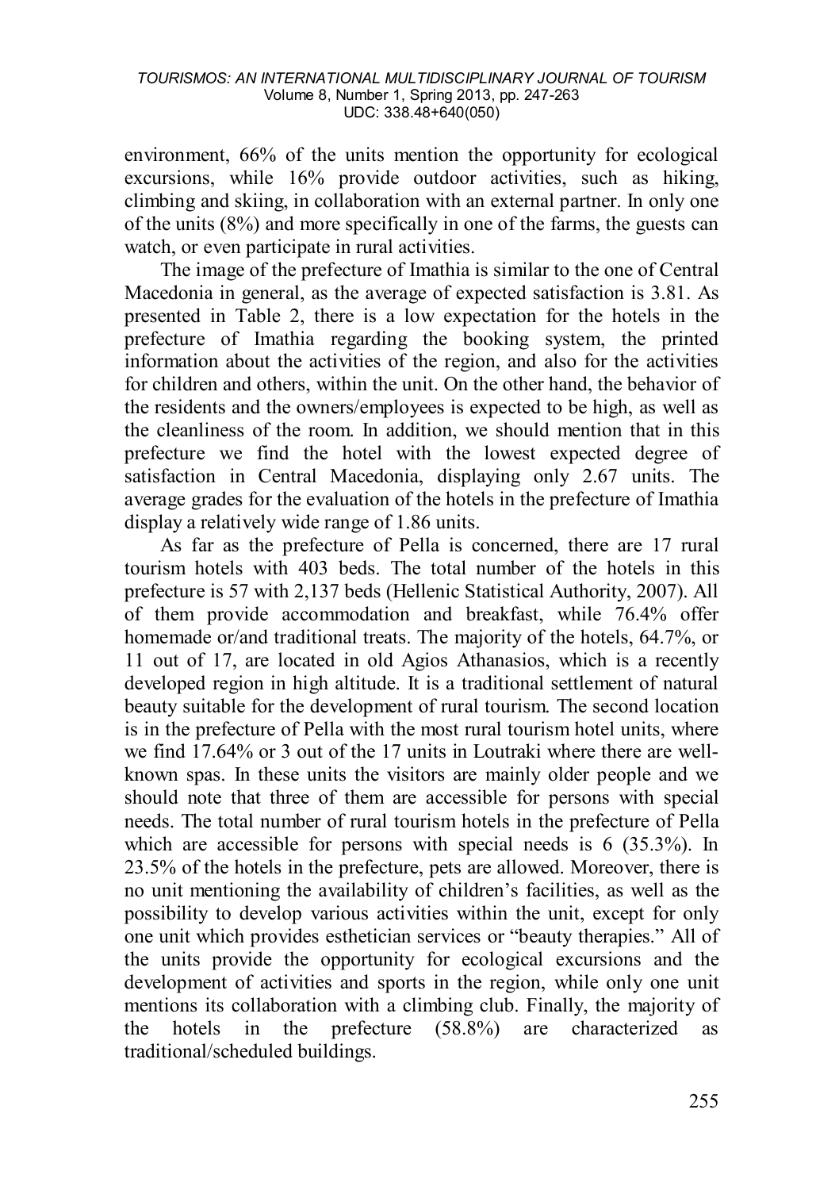environment, 66% of the units mention the opportunity for ecological excursions, while 16% provide outdoor activities, such as hiking, climbing and skiing, in collaboration with an external partner. In only one of the units (8%) and more specifically in one of the farms, the guests can watch, or even participate in rural activities.

The image of the prefecture of Imathia is similar to the one of Central Macedonia in general, as the average of expected satisfaction is 3.81. As presented in Table 2, there is a low expectation for the hotels in the prefecture of Imathia regarding the booking system, the printed information about the activities of the region, and also for the activities for children and others, within the unit. On the other hand, the behavior of the residents and the owners/employees is expected to be high, as well as the cleanliness of the room. In addition, we should mention that in this prefecture we find the hotel with the lowest expected degree of satisfaction in Central Macedonia, displaying only 2.67 units. The average grades for the evaluation of the hotels in the prefecture of Imathia display a relatively wide range of 1.86 units.

As far as the prefecture of Pella is concerned, there are 17 rural tourism hotels with 403 beds. The total number of the hotels in this prefecture is 57 with 2,137 beds (Hellenic Statistical Authority, 2007). All of them provide accommodation and breakfast, while 76.4% offer homemade or/and traditional treats. The majority of the hotels, 64.7%, or 11 out of 17, are located in old Agios Athanasios, which is a recently developed region in high altitude. It is a traditional settlement of natural beauty suitable for the development of rural tourism. The second location is in the prefecture of Pella with the most rural tourism hotel units, where we find 17.64% or 3 out of the 17 units in Loutraki where there are well-known spas. In these units the visitors are mainly older people and we should note that three of them are accessible for persons with special needs. The total number of rural tourism hotels in the prefecture of Pella which are accessible for persons with special needs is 6 (35.3%). In 23.5% of the hotels in the prefecture, pets are allowed. Moreover, there is no unit mentioning the availability of children's facilities, as well as the possibility to develop various activities within the unit, except for only one unit which provides esthetician services or "beauty therapies." All of the units provide the opportunity for ecological excursions and the development of activities and sports in the region, while only one unit mentions its collaboration with a climbing club. Finally, the majority of the hotels in the prefecture (58.8%) are characterized as traditional/scheduled buildings.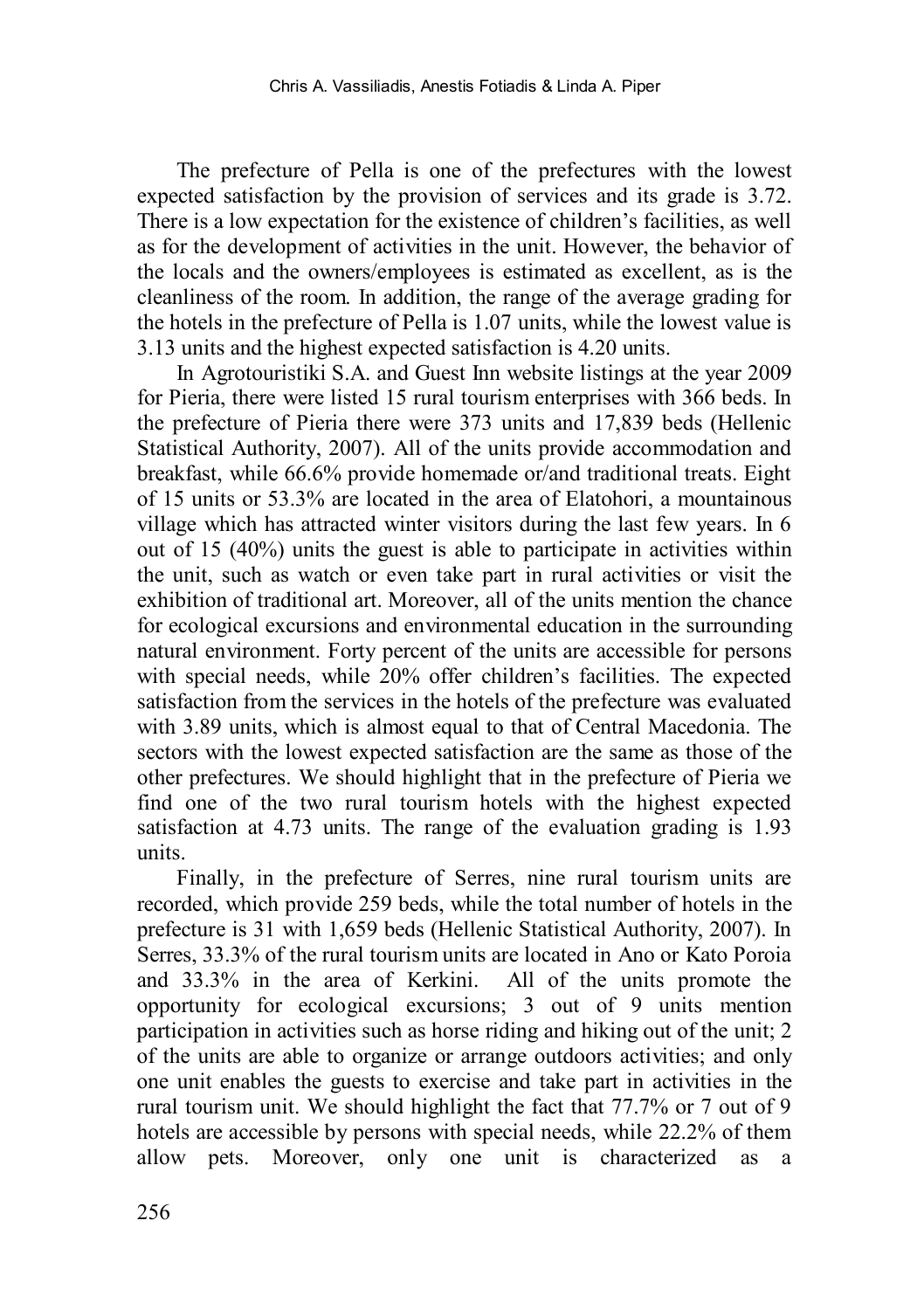The prefecture of Pella is one of the prefectures with the lowest expected satisfaction by the provision of services and its grade is 3.72. There is a low expectation for the existence of children's facilities, as well as for the development of activities in the unit. However, the behavior of the locals and the owners/employees is estimated as excellent, as is the cleanliness of the room. In addition, the range of the average grading for the hotels in the prefecture of Pella is 1.07 units, while the lowest value is 3.13 units and the highest expected satisfaction is 4.20 units.

In Agrotouristiki S.A. and Guest Inn website listings at the year 2009 for Pieria, there were listed 15 rural tourism enterprises with 366 beds. In the prefecture of Pieria there were 373 units and 17,839 beds (Hellenic Statistical Authority, 2007). All of the units provide accommodation and breakfast, while 66.6% provide homemade or/and traditional treats. Eight of 15 units or 53.3% are located in the area of Elatohori, a mountainous village which has attracted winter visitors during the last few years. In 6 out of 15 (40%) units the guest is able to participate in activities within the unit, such as watch or even take part in rural activities or visit the exhibition of traditional art. Moreover, all of the units mention the chance for ecological excursions and environmental education in the surrounding natural environment. Forty percent of the units are accessible for persons with special needs, while 20% offer children's facilities. The expected satisfaction from the services in the hotels of the prefecture was evaluated with 3.89 units, which is almost equal to that of Central Macedonia. The sectors with the lowest expected satisfaction are the same as those of the other prefectures. We should highlight that in the prefecture of Pieria we find one of the two rural tourism hotels with the highest expected satisfaction at 4.73 units. The range of the evaluation grading is 1.93 units.

Finally, in the prefecture of Serres, nine rural tourism units are recorded, which provide 259 beds, while the total number of hotels in the prefecture is 31 with 1,659 beds (Hellenic Statistical Authority, 2007). In Serres, 33.3% of the rural tourism units are located in Ano or Kato Poroia and 33.3% in the area of Kerkini. All of the units promote the opportunity for ecological excursions; 3 out of 9 units mention participation in activities such as horse riding and hiking out of the unit; 2 of the units are able to organize or arrange outdoors activities; and only one unit enables the guests to exercise and take part in activities in the rural tourism unit. We should highlight the fact that 77.7% or 7 out of 9 hotels are accessible by persons with special needs, while 22.2% of them allow pets. Moreover, only one unit is characterized as a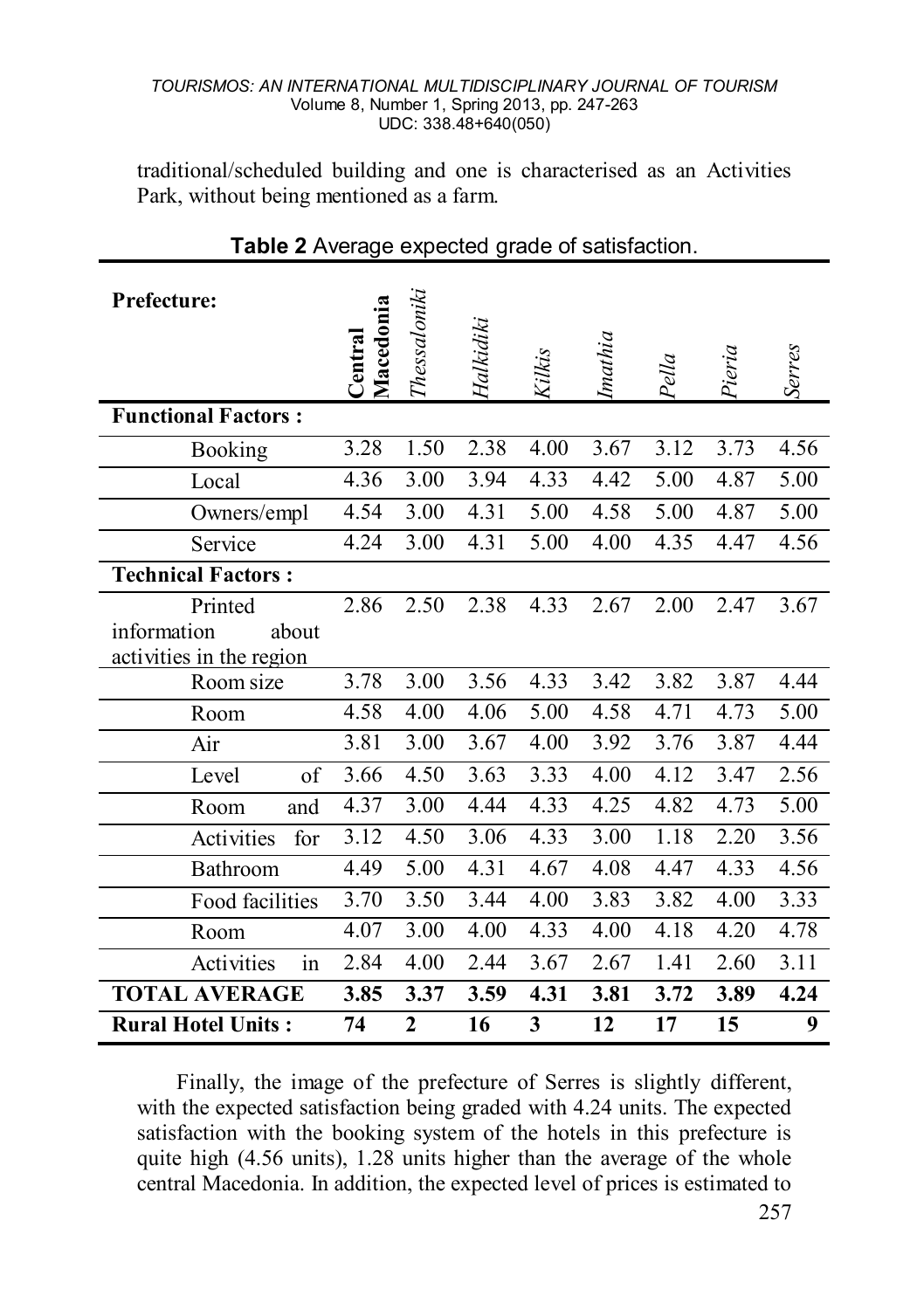traditional/scheduled building and one is characterised as an Activities Park, without being mentioned as a farm.

**Table 2** Average expected grade of satisfaction.

| Prefecture: | Central Macedonia | *Thessaloniki* | *Halkidiki* | *Kilkis* | *Imathia* | *Pella* | *Pieria* | *Serres* |
|---|---|---|---|---|---|---|---|---|
| **Functional Factors :** | | | | | | | | |
| Booking | 3.28 | 1.50 | 2.38 | 4.00 | 3.67 | 3.12 | 3.73 | 4.56 |
| Local | 4.36 | 3.00 | 3.94 | 4.33 | 4.42 | 5.00 | 4.87 | 5.00 |
| Owners/empl | 4.54 | 3.00 | 4.31 | 5.00 | 4.58 | 5.00 | 4.87 | 5.00 |
| Service | 4.24 | 3.00 | 4.31 | 5.00 | 4.00 | 4.35 | 4.47 | 4.56 |
| **Technical Factors :** | | | | | | | | |
| Printed information about activities in the region | 2.86 | 2.50 | 2.38 | 4.33 | 2.67 | 2.00 | 2.47 | 3.67 |
| Room size | 3.78 | 3.00 | 3.56 | 4.33 | 3.42 | 3.82 | 3.87 | 4.44 |
| Room | 4.58 | 4.00 | 4.06 | 5.00 | 4.58 | 4.71 | 4.73 | 5.00 |
| Air | 3.81 | 3.00 | 3.67 | 4.00 | 3.92 | 3.76 | 3.87 | 4.44 |
| Level of | 3.66 | 4.50 | 3.63 | 3.33 | 4.00 | 4.12 | 3.47 | 2.56 |
| Room and | 4.37 | 3.00 | 4.44 | 4.33 | 4.25 | 4.82 | 4.73 | 5.00 |
| Activities for | 3.12 | 4.50 | 3.06 | 4.33 | 3.00 | 1.18 | 2.20 | 3.56 |
| Bathroom | 4.49 | 5.00 | 4.31 | 4.67 | 4.08 | 4.47 | 4.33 | 4.56 |
| Food facilities | 3.70 | 3.50 | 3.44 | 4.00 | 3.83 | 3.82 | 4.00 | 3.33 |
| Room | 4.07 | 3.00 | 4.00 | 4.33 | 4.00 | 4.18 | 4.20 | 4.78 |
| Activities in | 2.84 | 4.00 | 2.44 | 3.67 | 2.67 | 1.41 | 2.60 | 3.11 |
| **TOTAL AVERAGE** | **3.85** | **3.37** | **3.59** | **4.31** | **3.81** | **3.72** | **3.89** | **4.24** |
| **Rural Hotel Units :** | **74** | **2** | **16** | **3** | **12** | **17** | **15** | **9** |

Finally, the image of the prefecture of Serres is slightly different, with the expected satisfaction being graded with 4.24 units. The expected satisfaction with the booking system of the hotels in this prefecture is quite high (4.56 units), 1.28 units higher than the average of the whole central Macedonia. In addition, the expected level of prices is estimated to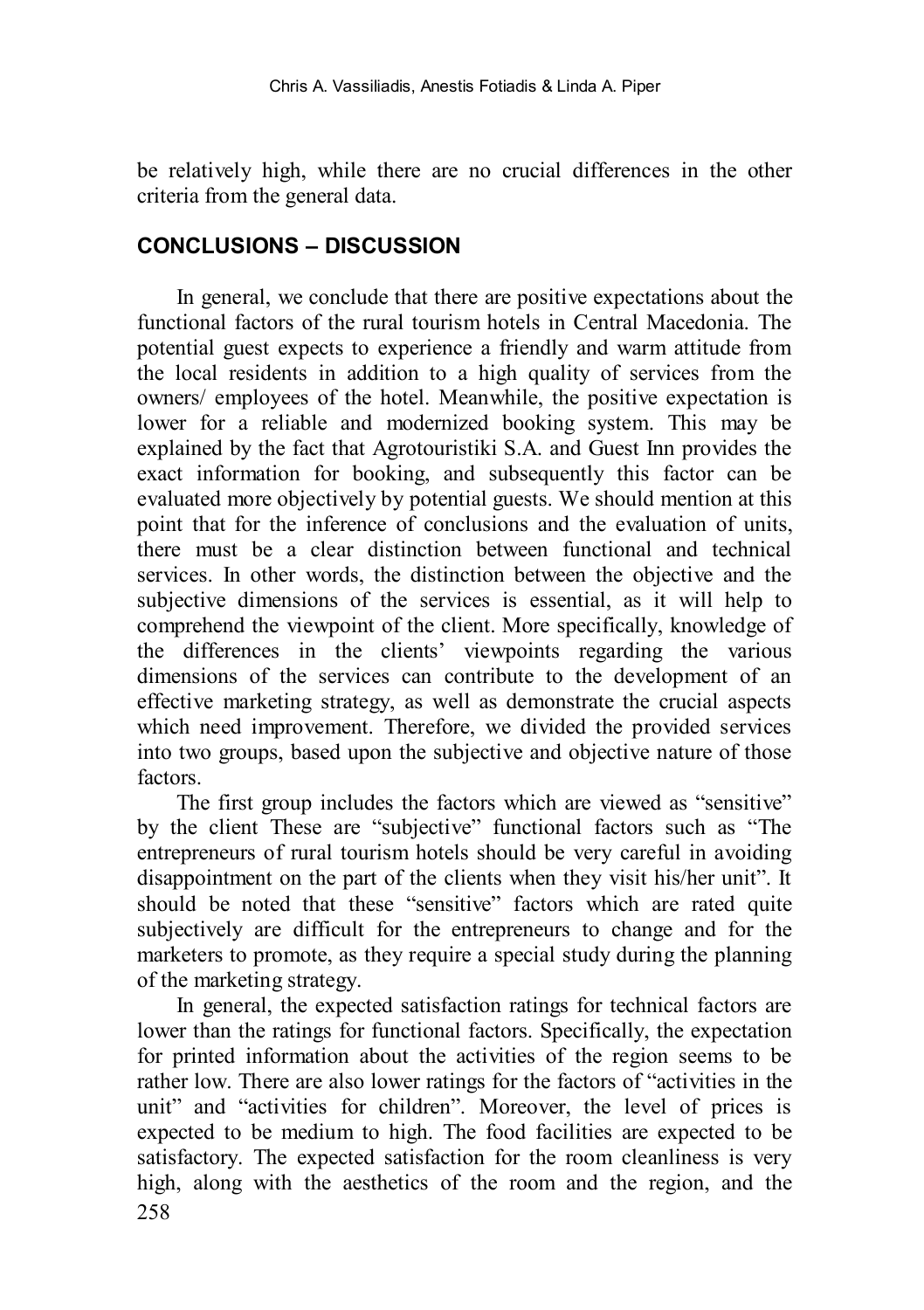be relatively high, while there are no crucial differences in the other criteria from the general data.

## CONCLUSIONS – DISCUSSION

In general, we conclude that there are positive expectations about the functional factors of the rural tourism hotels in Central Macedonia. The potential guest expects to experience a friendly and warm attitude from the local residents in addition to a high quality of services from the owners/ employees of the hotel. Meanwhile, the positive expectation is lower for a reliable and modernized booking system. This may be explained by the fact that Agrotouristiki S.A. and Guest Inn provides the exact information for booking, and subsequently this factor can be evaluated more objectively by potential guests. We should mention at this point that for the inference of conclusions and the evaluation of units, there must be a clear distinction between functional and technical services. In other words, the distinction between the objective and the subjective dimensions of the services is essential, as it will help to comprehend the viewpoint of the client. More specifically, knowledge of the differences in the clients' viewpoints regarding the various dimensions of the services can contribute to the development of an effective marketing strategy, as well as demonstrate the crucial aspects which need improvement. Therefore, we divided the provided services into two groups, based upon the subjective and objective nature of those factors.

The first group includes the factors which are viewed as "sensitive" by the client These are "subjective" functional factors such as "The entrepreneurs of rural tourism hotels should be very careful in avoiding disappointment on the part of the clients when they visit his/her unit". It should be noted that these "sensitive" factors which are rated quite subjectively are difficult for the entrepreneurs to change and for the marketers to promote, as they require a special study during the planning of the marketing strategy.

In general, the expected satisfaction ratings for technical factors are lower than the ratings for functional factors. Specifically, the expectation for printed information about the activities of the region seems to be rather low. There are also lower ratings for the factors of "activities in the unit" and "activities for children". Moreover, the level of prices is expected to be medium to high. The food facilities are expected to be satisfactory. The expected satisfaction for the room cleanliness is very high, along with the aesthetics of the room and the region, and the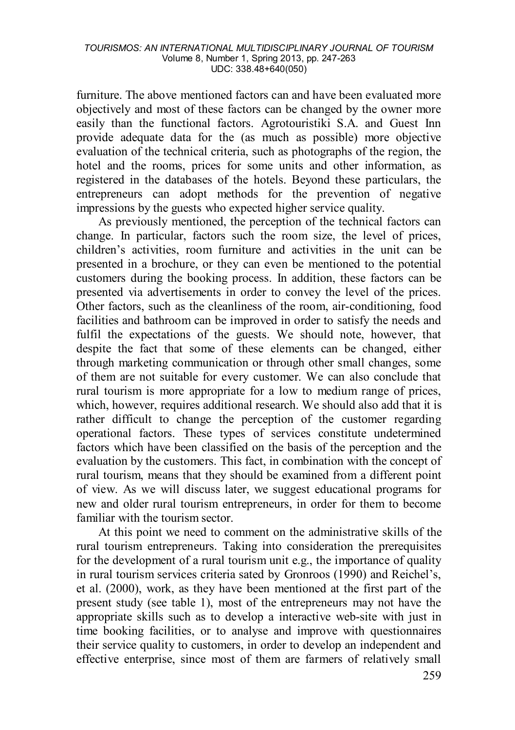furniture. The above mentioned factors can and have been evaluated more objectively and most of these factors can be changed by the owner more easily than the functional factors. Agrotouristiki S.A. and Guest Inn provide adequate data for the (as much as possible) more objective evaluation of the technical criteria, such as photographs of the region, the hotel and the rooms, prices for some units and other information, as registered in the databases of the hotels. Beyond these particulars, the entrepreneurs can adopt methods for the prevention of negative impressions by the guests who expected higher service quality.

As previously mentioned, the perception of the technical factors can change. In particular, factors such the room size, the level of prices, children's activities, room furniture and activities in the unit can be presented in a brochure, or they can even be mentioned to the potential customers during the booking process. In addition, these factors can be presented via advertisements in order to convey the level of the prices. Other factors, such as the cleanliness of the room, air-conditioning, food facilities and bathroom can be improved in order to satisfy the needs and fulfil the expectations of the guests. We should note, however, that despite the fact that some of these elements can be changed, either through marketing communication or through other small changes, some of them are not suitable for every customer. We can also conclude that rural tourism is more appropriate for a low to medium range of prices, which, however, requires additional research. We should also add that it is rather difficult to change the perception of the customer regarding operational factors. These types of services constitute undetermined factors which have been classified on the basis of the perception and the evaluation by the customers. This fact, in combination with the concept of rural tourism, means that they should be examined from a different point of view. As we will discuss later, we suggest educational programs for new and older rural tourism entrepreneurs, in order for them to become familiar with the tourism sector.

At this point we need to comment on the administrative skills of the rural tourism entrepreneurs. Taking into consideration the prerequisites for the development of a rural tourism unit e.g., the importance of quality in rural tourism services criteria sated by Gronroos (1990) and Reichel's, et al. (2000), work, as they have been mentioned at the first part of the present study (see table 1), most of the entrepreneurs may not have the appropriate skills such as to develop a interactive web-site with just in time booking facilities, or to analyse and improve with questionnaires their service quality to customers, in order to develop an independent and effective enterprise, since most of them are farmers of relatively small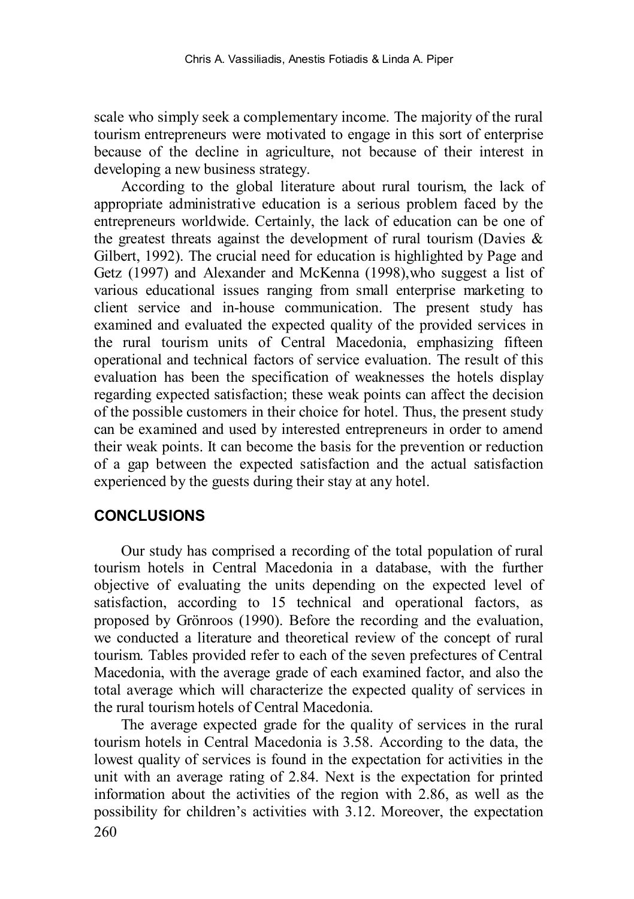scale who simply seek a complementary income. The majority of the rural tourism entrepreneurs were motivated to engage in this sort of enterprise because of the decline in agriculture, not because of their interest in developing a new business strategy.

According to the global literature about rural tourism, the lack of appropriate administrative education is a serious problem faced by the entrepreneurs worldwide. Certainly, the lack of education can be one of the greatest threats against the development of rural tourism (Davies & Gilbert, 1992). The crucial need for education is highlighted by Page and Getz (1997) and Alexander and McKenna (1998),who suggest a list of various educational issues ranging from small enterprise marketing to client service and in-house communication. The present study has examined and evaluated the expected quality of the provided services in the rural tourism units of Central Macedonia, emphasizing fifteen operational and technical factors of service evaluation. The result of this evaluation has been the specification of weaknesses the hotels display regarding expected satisfaction; these weak points can affect the decision of the possible customers in their choice for hotel. Thus, the present study can be examined and used by interested entrepreneurs in order to amend their weak points. It can become the basis for the prevention or reduction of a gap between the expected satisfaction and the actual satisfaction experienced by the guests during their stay at any hotel.

## CONCLUSIONS

Our study has comprised a recording of the total population of rural tourism hotels in Central Macedonia in a database, with the further objective of evaluating the units depending on the expected level of satisfaction, according to 15 technical and operational factors, as proposed by Grönroos (1990). Before the recording and the evaluation, we conducted a literature and theoretical review of the concept of rural tourism. Tables provided refer to each of the seven prefectures of Central Macedonia, with the average grade of each examined factor, and also the total average which will characterize the expected quality of services in the rural tourism hotels of Central Macedonia.

The average expected grade for the quality of services in the rural tourism hotels in Central Macedonia is 3.58. According to the data, the lowest quality of services is found in the expectation for activities in the unit with an average rating of 2.84. Next is the expectation for printed information about the activities of the region with 2.86, as well as the possibility for children's activities with 3.12. Moreover, the expectation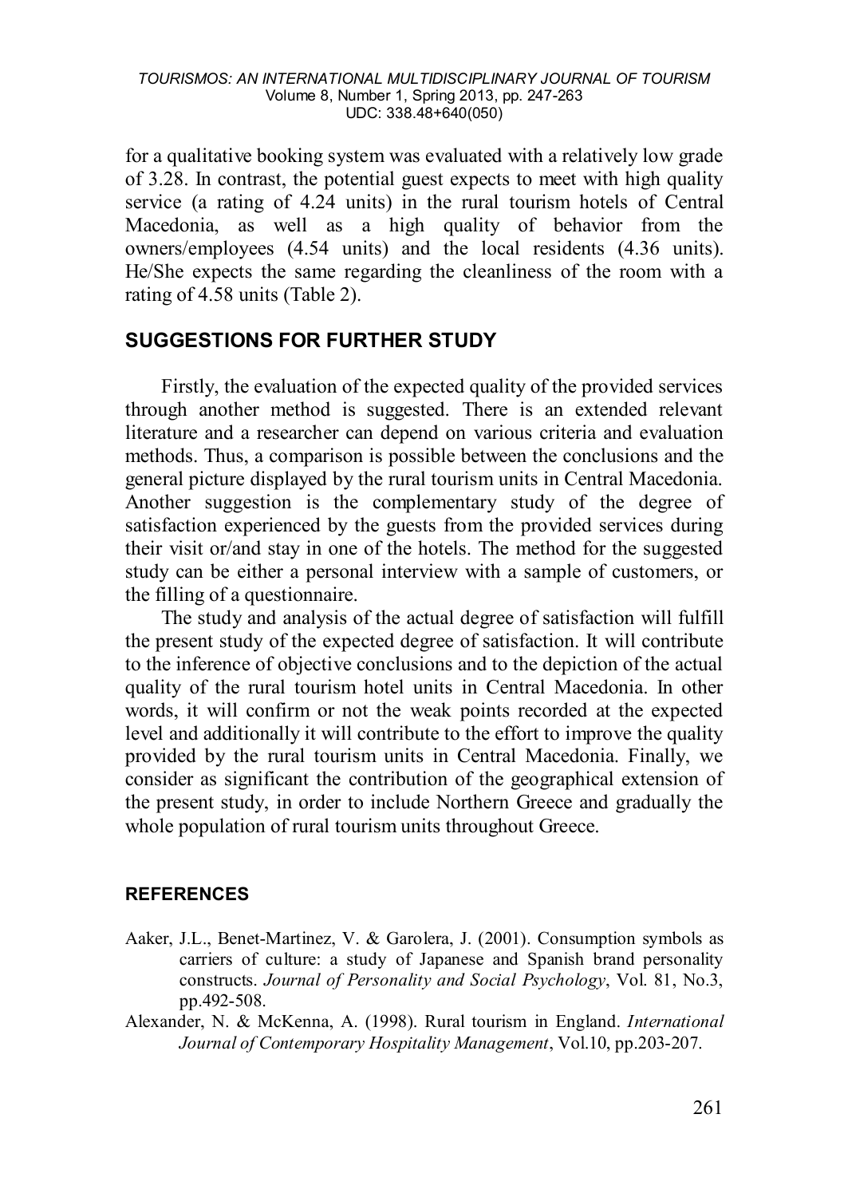for a qualitative booking system was evaluated with a relatively low grade of 3.28. In contrast, the potential guest expects to meet with high quality service (a rating of 4.24 units) in the rural tourism hotels of Central Macedonia, as well as a high quality of behavior from the owners/employees (4.54 units) and the local residents (4.36 units). He/She expects the same regarding the cleanliness of the room with a rating of 4.58 units (Table 2).

## SUGGESTIONS FOR FURTHER STUDY

Firstly, the evaluation of the expected quality of the provided services through another method is suggested. There is an extended relevant literature and a researcher can depend on various criteria and evaluation methods. Thus, a comparison is possible between the conclusions and the general picture displayed by the rural tourism units in Central Macedonia. Another suggestion is the complementary study of the degree of satisfaction experienced by the guests from the provided services during their visit or/and stay in one of the hotels. The method for the suggested study can be either a personal interview with a sample of customers, or the filling of a questionnaire.

The study and analysis of the actual degree of satisfaction will fulfill the present study of the expected degree of satisfaction. It will contribute to the inference of objective conclusions and to the depiction of the actual quality of the rural tourism hotel units in Central Macedonia. In other words, it will confirm or not the weak points recorded at the expected level and additionally it will contribute to the effort to improve the quality provided by the rural tourism units in Central Macedonia. Finally, we consider as significant the contribution of the geographical extension of the present study, in order to include Northern Greece and gradually the whole population of rural tourism units throughout Greece.

## REFERENCES

Aaker, J.L., Benet-Martinez, V. & Garolera, J. (2001). Consumption symbols as carriers of culture: a study of Japanese and Spanish brand personality constructs. *Journal of Personality and Social Psychology*, Vol. 81, No.3, pp.492-508.

Alexander, N. & McKenna, A. (1998). Rural tourism in England. *International Journal of Contemporary Hospitality Management*, Vol.10, pp.203-207.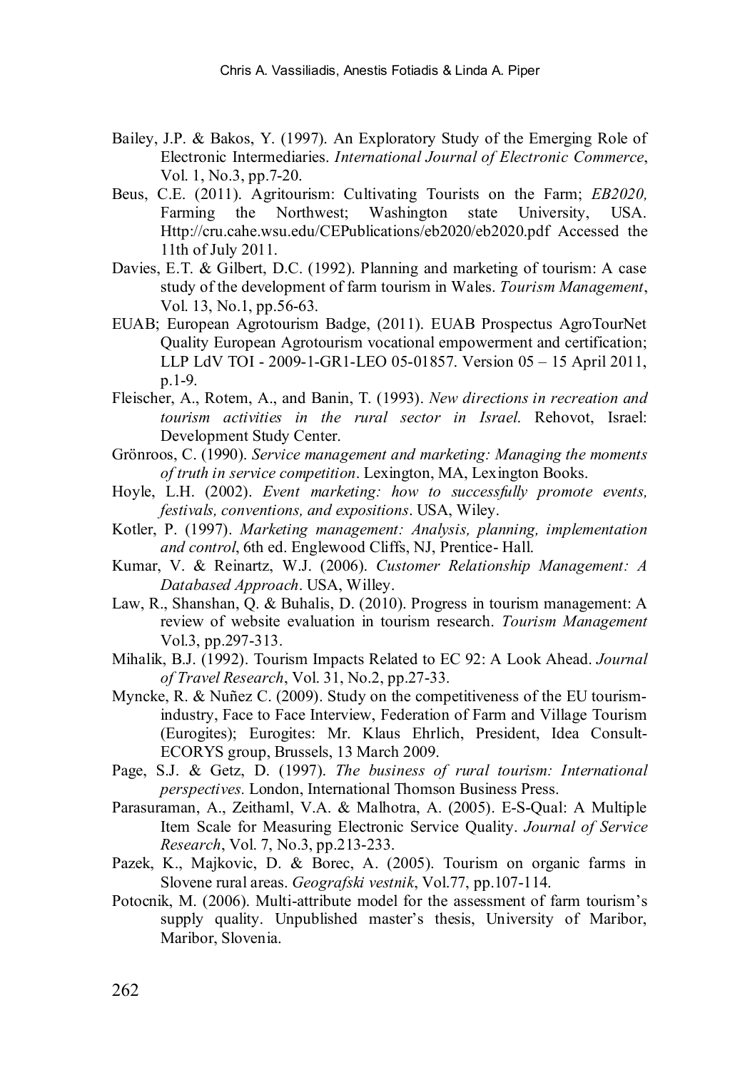Bailey, J.P. & Bakos, Y. (1997). An Exploratory Study of the Emerging Role of Electronic Intermediaries. *International Journal of Electronic Commerce*, Vol. 1, No.3, pp.7-20.

Beus, C.E. (2011). Agritourism: Cultivating Tourists on the Farm; *EB2020,* Farming the Northwest; Washington state University, USA. Http://cru.cahe.wsu.edu/CEPublications/eb2020/eb2020.pdf Accessed the 11th of July 2011.

Davies, E.T. & Gilbert, D.C. (1992). Planning and marketing of tourism: A case study of the development of farm tourism in Wales. *Tourism Management*, Vol. 13, No.1, pp.56-63.

EUAB; European Agrotourism Badge, (2011). EUAB Prospectus AgroTourNet Quality European Agrotourism vocational empowerment and certification; LLP LdV TOI - 2009-1-GR1-LEO 05-01857. Version 05 – 15 April 2011, p.1-9.

Fleischer, A., Rotem, A., and Banin, T. (1993). *New directions in recreation and tourism activities in the rural sector in Israel*. Rehovot, Israel: Development Study Center.

Grönroos, C. (1990). *Service management and marketing: Managing the moments of truth in service competition*. Lexington, MA, Lexington Books.

Hoyle, L.H. (2002). *Event marketing: how to successfully promote events, festivals, conventions, and expositions*. USA, Wiley.

Kotler, P. (1997). *Marketing management: Analysis, planning, implementation and control*, 6th ed. Englewood Cliffs, NJ, Prentice- Hall.

Kumar, V. & Reinartz, W.J. (2006). *Customer Relationship Management: A Databased Approach*. USA, Willey.

Law, R., Shanshan, Q. & Buhalis, D. (2010). Progress in tourism management: A review of website evaluation in tourism research. *Tourism Management* Vol.3, pp.297-313.

Mihalik, B.J. (1992). Tourism Impacts Related to EC 92: A Look Ahead. *Journal of Travel Research*, Vol. 31, No.2, pp.27-33.

Myncke, R. & Nuñez C. (2009). Study on the competitiveness of the EU tourism-industry, Face to Face Interview, Federation of Farm and Village Tourism (Eurogites); Eurogites: Mr. Klaus Ehrlich, President, Idea Consult-ECORYS group, Brussels, 13 March 2009.

Page, S.J. & Getz, D. (1997). *The business of rural tourism: International perspectives.* London, International Thomson Business Press.

Parasuraman, A., Zeithaml, V.A. & Malhotra, A. (2005). E-S-Qual: A Multiple Item Scale for Measuring Electronic Service Quality. *Journal of Service Research*, Vol. 7, No.3, pp.213-233.

Pazek, K., Majkovic, D. & Borec, A. (2005). Tourism on organic farms in Slovene rural areas. *Geografski vestnik*, Vol.77, pp.107-114.

Potocnik, M. (2006). Multi-attribute model for the assessment of farm tourism's supply quality. Unpublished master's thesis, University of Maribor, Maribor, Slovenia.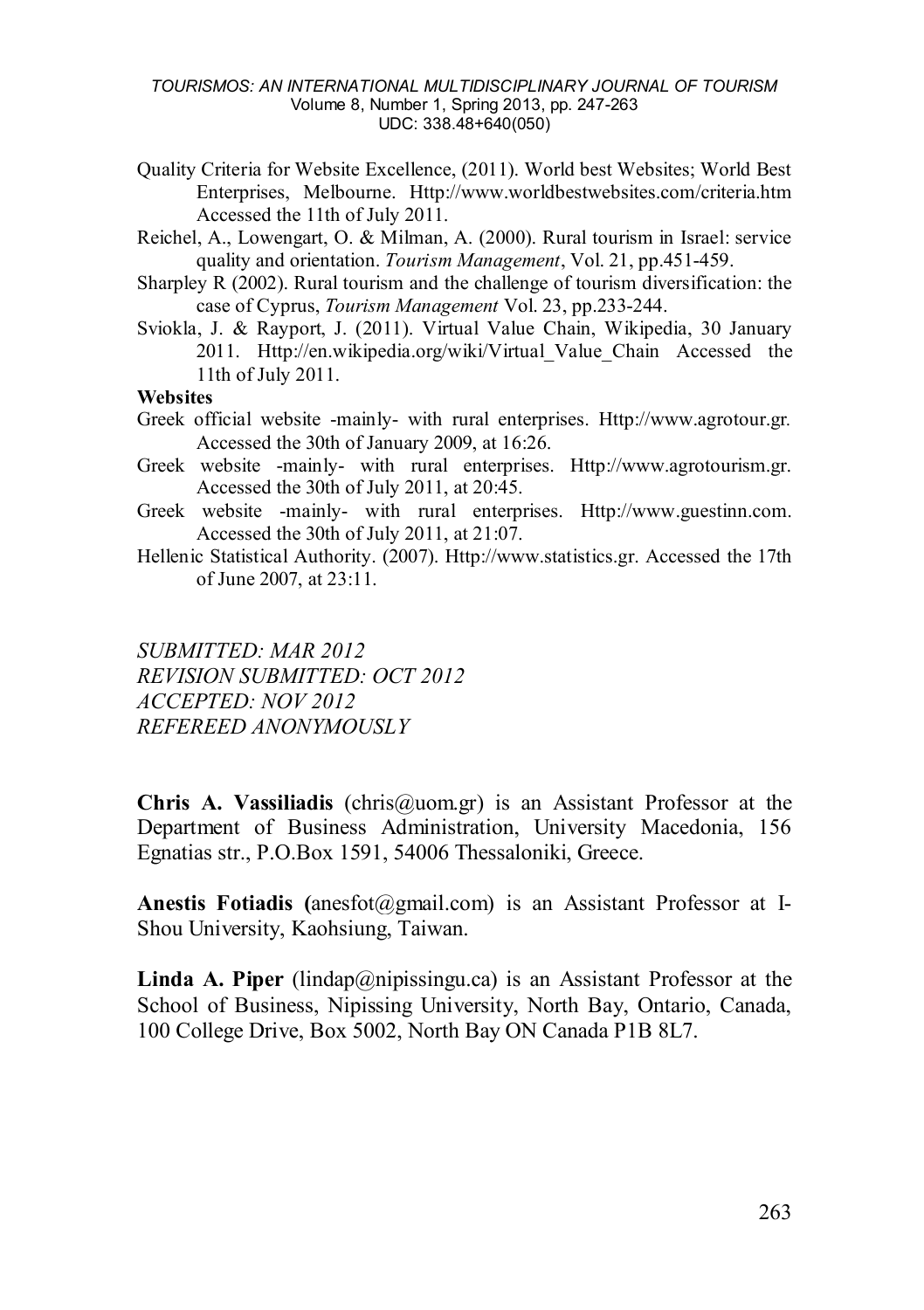Quality Criteria for Website Excellence, (2011). World best Websites; World Best Enterprises, Melbourne. Http://www.worldbestwebsites.com/criteria.htm Accessed the 11th of July 2011.

Reichel, A., Lowengart, O. & Milman, A. (2000). Rural tourism in Israel: service quality and orientation. *Tourism Management*, Vol. 21, pp.451-459.

Sharpley R (2002). Rural tourism and the challenge of tourism diversification: the case of Cyprus, *Tourism Management* Vol. 23, pp.233-244.

Sviokla, J. & Rayport, J. (2011). Virtual Value Chain, Wikipedia, 30 January 2011. Http://en.wikipedia.org/wiki/Virtual_Value_Chain Accessed the 11th of July 2011.

**Websites**

Greek official website -mainly- with rural enterprises. Http://www.agrotour.gr. Accessed the 30th of January 2009, at 16:26.

Greek website -mainly- with rural enterprises. Http://www.agrotourism.gr. Accessed the 30th of July 2011, at 20:45.

Greek website -mainly- with rural enterprises. Http://www.guestinn.com. Accessed the 30th of July 2011, at 21:07.

Hellenic Statistical Authority. (2007). Http://www.statistics.gr. Accessed the 17th of June 2007, at 23:11.

*SUBMITTED: MAR 2012*
*REVISION SUBMITTED: OCT 2012*
*ACCEPTED: NOV 2012*
*REFEREED ANONYMOUSLY*

**Chris A. Vassiliadis** (chris@uom.gr) is an Assistant Professor at the Department of Business Administration, University Macedonia, 156 Egnatias str., P.O.Box 1591, 54006 Thessaloniki, Greece.

**Anestis Fotiadis (**anesfot@gmail.com) is an Assistant Professor at I-Shou University, Kaohsiung, Taiwan.

**Linda A. Piper** (lindap@nipissingu.ca) is an Assistant Professor at the School of Business, Nipissing University, North Bay, Ontario, Canada, 100 College Drive, Box 5002, North Bay ON Canada P1B 8L7.